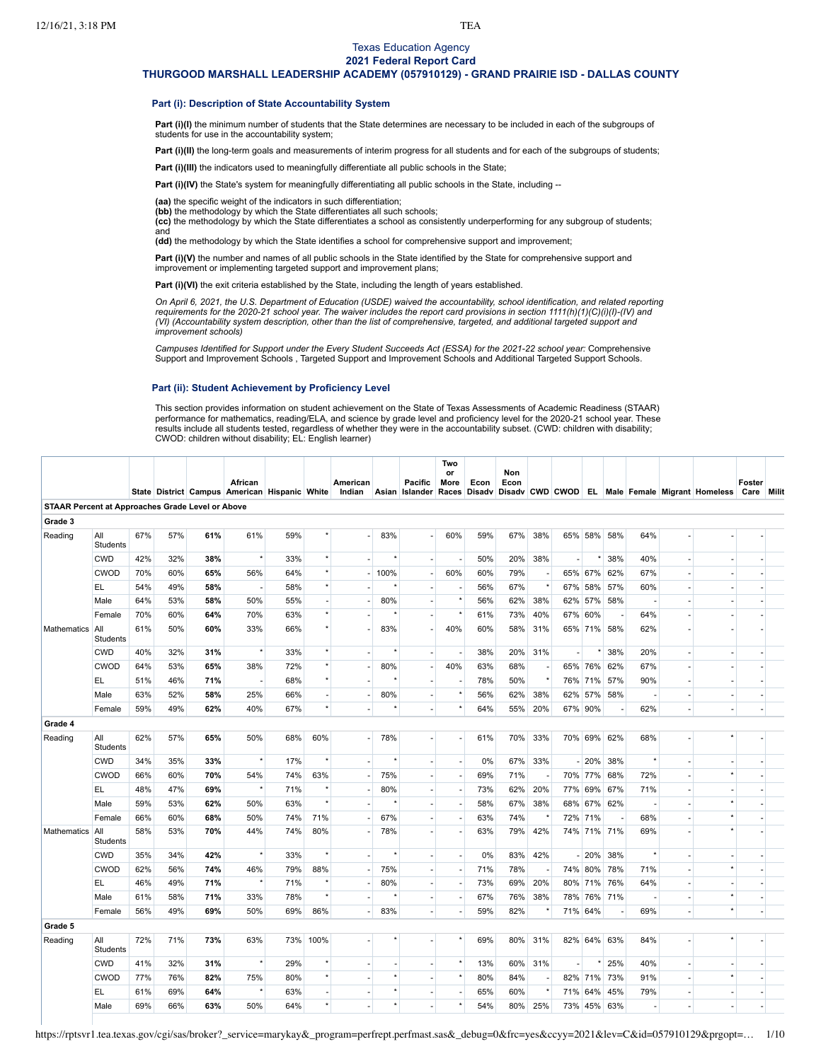Texas Education Agency

**2021 Federal Report Card**

**THURGOOD MARSHALL LEADERSHIP ACADEMY (057910129) - GRAND PRAIRIE ISD - DALLAS COUNTY**

### Part (i): Description of State Accountability System

**Part (i)(I)** the minimum number of students that the State determines are necessary to be included in each of the subgroups of students for use in the accountability system;

**Part (i)(II)** the long-term goals and measurements of interim progress for all students and for each of the subgroups of students;

**Part (i)(III)** the indicators used to meaningfully differentiate all public schools in the State;

**Part (i)(IV)** the State's system for meaningfully differentiating all public schools in the State, including --

**(aa)** the specific weight of the indicators in such differentiation;
**(bb)** the methodology by which the State differentiates all such schools;
**(cc)** the methodology by which the State differentiates a school as consistently underperforming for any subgroup of students; and
**(dd)** the methodology by which the State identifies a school for comprehensive support and improvement;

**Part (i)(V)** the number and names of all public schools in the State identified by the State for comprehensive support and improvement or implementing targeted support and improvement plans;

**Part (i)(VI)** the exit criteria established by the State, including the length of years established.

*On April 6, 2021, the U.S. Department of Education (USDE) waived the accountability, school identification, and related reporting requirements for the 2020-21 school year. The waiver includes the report card provisions in section 1111(h)(1)(C)(i)(I)-(IV) and (VI) (Accountability system description, other than the list of comprehensive, targeted, and additional targeted support and improvement schools)*

*Campuses Identified for Support under the Every Student Succeeds Act (ESSA) for the 2021-22 school year:* Comprehensive Support and Improvement Schools , Targeted Support and Improvement Schools and Additional Targeted Support Schools.

### Part (ii): Student Achievement by Proficiency Level

This section provides information on student achievement on the State of Texas Assessments of Academic Readiness (STAAR) performance for mathematics, reading/ELA, and science by grade level and proficiency level for the 2020-21 school year. These results include all students tested, regardless of whether they were in the accountability subset. (CWD: children with disability; CWOD: children without disability; EL: English learner)

| | | State | District | Campus | African American | Hispanic | White | American Indian | Asian | Pacific Islander | Two or More Races | Econ Disadv | Non Econ Disadv | CWD | CWOD | EL | Male | Female | Migrant | Homeless | Foster Care | Milit |
|---|---|---|---|---|---|---|---|---|---|---|---|---|---|---|---|---|---|---|---|---|---|---|
| **STAAR Percent at Approaches Grade Level or Above** | | | | | | | | | | | | | | | | | | | | | | |
| **Grade 3** | | | | | | | | | | | | | | | | | | | | | | |
| Reading | All Students | 67% | 57% | **61%** | 61% | 59% | * | - | 83% | - | 60% | 59% | 67% | 38% | 65% | 58% | 58% | 64% | - | - | - | |
| | CWD | 42% | 32% | **38%** | * | 33% | * | - | * | - | - | 50% | 20% | 38% | - | * | 38% | 40% | - | - | - | |
| | CWOD | 70% | 60% | **65%** | 56% | 64% | * | - | 100% | - | 60% | 60% | 79% | - | 65% | 67% | 62% | 67% | - | - | - | |
| | EL | 54% | 49% | **58%** | - | 58% | * | - | * | - | - | 56% | 67% | * | 67% | 58% | 57% | 60% | - | - | - | |
| | Male | 64% | 53% | **58%** | 50% | 55% | - | - | 80% | - | * | 56% | 62% | 38% | 62% | 57% | 58% | - | - | - | - | |
| | Female | 70% | 60% | **64%** | 70% | 63% | * | - | * | - | * | 61% | 73% | 40% | 67% | 60% | - | 64% | - | - | - | |
| Mathematics | All Students | 61% | 50% | **60%** | 33% | 66% | * | - | 83% | - | 40% | 60% | 58% | 31% | 65% | 71% | 58% | 62% | - | - | - | |
| | CWD | 40% | 32% | **31%** | * | 33% | * | - | * | - | - | 38% | 20% | 31% | - | * | 38% | 20% | - | - | - | |
| | CWOD | 64% | 53% | **65%** | 38% | 72% | * | - | 80% | - | 40% | 63% | 68% | - | 65% | 76% | 62% | 67% | - | - | - | |
| | EL | 51% | 46% | **71%** | - | 68% | * | - | * | - | - | 78% | 50% | * | 76% | 71% | 57% | 90% | - | - | - | |
| | Male | 63% | 52% | **58%** | 25% | 66% | - | - | 80% | - | * | 56% | 62% | 38% | 62% | 57% | 58% | - | - | - | - | |
| | Female | 59% | 49% | **62%** | 40% | 67% | * | - | * | - | * | 64% | 55% | 20% | 67% | 90% | - | 62% | - | - | - | |
| **Grade 4** | | | | | | | | | | | | | | | | | | | | | | |
| Reading | All Students | 62% | 57% | **65%** | 50% | 68% | 60% | - | 78% | - | - | 61% | 70% | 33% | 70% | 69% | 62% | 68% | - | * | - | |
| | CWD | 34% | 35% | **33%** | * | 17% | * | - | * | - | - | 0% | 67% | 33% | - | 20% | 38% | * | - | - | - | |
| | CWOD | 66% | 60% | **70%** | 54% | 74% | 63% | - | 75% | - | - | 69% | 71% | - | 70% | 77% | 68% | 72% | - | * | - | |
| | EL | 48% | 47% | **69%** | * | 71% | * | - | 80% | - | - | 73% | 62% | 20% | 77% | 69% | 67% | 71% | - | - | - | |
| | Male | 59% | 53% | **62%** | 50% | 63% | * | - | * | - | - | 58% | 67% | 38% | 68% | 67% | 62% | - | - | * | - | |
| | Female | 66% | 60% | **68%** | 50% | 74% | 71% | - | 67% | - | - | 63% | 74% | * | 72% | 71% | - | 68% | - | * | - | |
| Mathematics | All Students | 58% | 53% | **70%** | 44% | 74% | 80% | - | 78% | - | - | 63% | 79% | 42% | 74% | 71% | 71% | 69% | - | * | - | |
| | CWD | 35% | 34% | **42%** | * | 33% | * | - | * | - | - | 0% | 83% | 42% | - | 20% | 38% | * | - | - | - | |
| | CWOD | 62% | 56% | **74%** | 46% | 79% | 88% | - | 75% | - | - | 71% | 78% | - | 74% | 80% | 78% | 71% | - | * | - | |
| | EL | 46% | 49% | **71%** | * | 71% | * | - | 80% | - | - | 73% | 69% | 20% | 80% | 71% | 76% | 64% | - | - | - | |
| | Male | 61% | 58% | **71%** | 33% | 78% | * | - | * | - | - | 67% | 76% | 38% | 78% | 76% | 71% | - | - | * | - | |
| | Female | 56% | 49% | **69%** | 50% | 69% | 86% | - | 83% | - | - | 59% | 82% | * | 71% | 64% | - | 69% | - | * | - | |
| **Grade 5** | | | | | | | | | | | | | | | | | | | | | | |
| Reading | All Students | 72% | 71% | **73%** | 63% | 73% | 100% | - | * | - | * | 69% | 80% | 31% | 82% | 64% | 63% | 84% | - | * | - | |
| | CWD | 41% | 32% | **31%** | * | 29% | * | - | - | - | * | 13% | 60% | 31% | - | * | 25% | 40% | - | - | - | |
| | CWOD | 77% | 76% | **82%** | 75% | 80% | * | - | * | - | * | 80% | 84% | - | 82% | 71% | 73% | 91% | - | * | - | |
| | EL | 61% | 69% | **64%** | * | 63% | - | - | * | - | - | 65% | 60% | * | 71% | 64% | 45% | 79% | - | - | - | |
| | Male | 69% | 66% | **63%** | 50% | 64% | * | - | * | - | * | 54% | 80% | 25% | 73% | 45% | 63% | - | - | - | - | |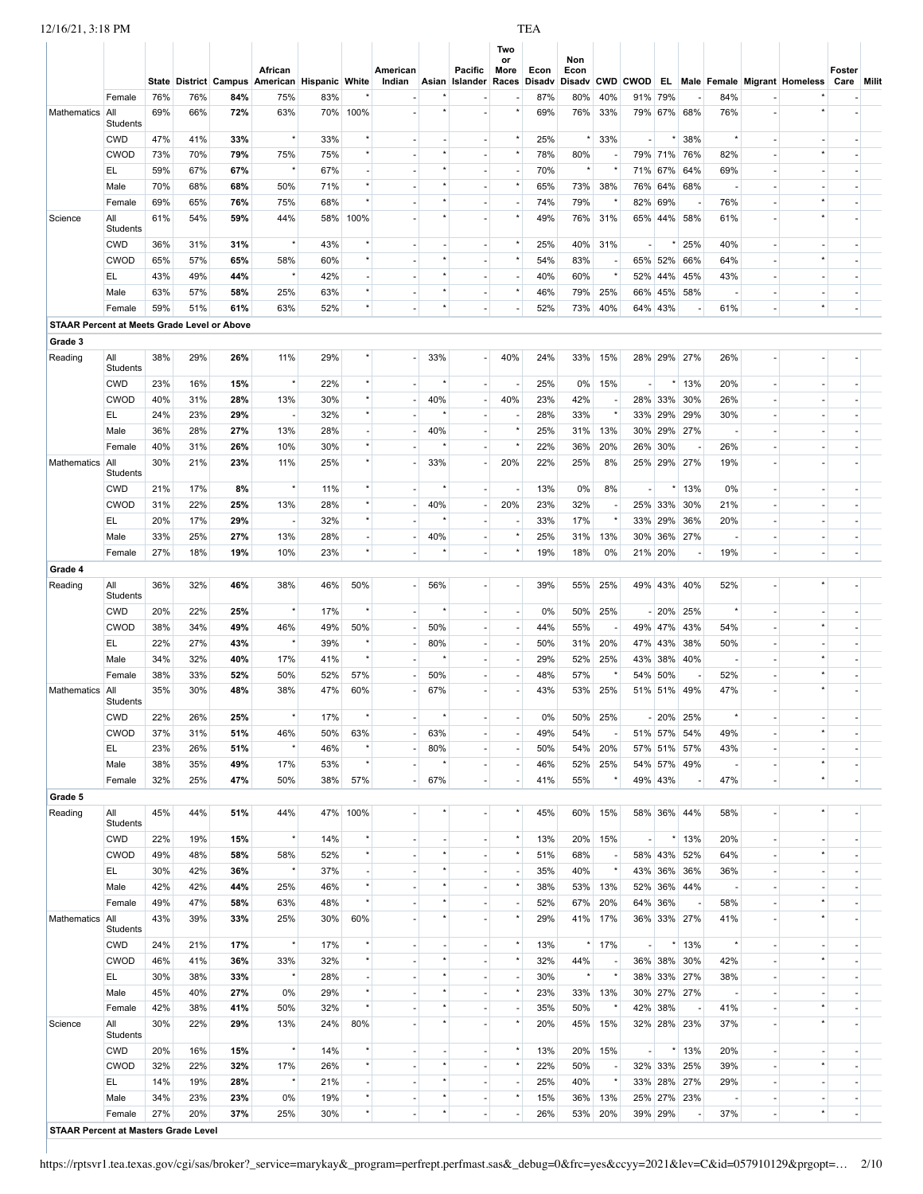| | | State | District | Campus | African American | Hispanic | White | American Indian | Asian | Pacific Islander | Two or More Races | Econ Disadv | Non Econ Disadv | CWD | CWOD | EL | Male | Female | Migrant | Homeless | Foster Care | Milit |
|---|---|---|---|---|---|---|---|---|---|---|---|---|---|---|---|---|---|---|---|---|---|---|
| | Female | 76% | 76% | **84%** | 75% | 83% | * | - | * | - | - | 87% | 80% | 40% | 91% | 79% | - | 84% | - | * | - | |
| Mathematics | All Students | 69% | 66% | **72%** | 63% | 70% | 100% | - | * | - | * | 69% | 76% | 33% | 79% | 67% | 68% | 76% | - | * | - | |
| | CWD | 47% | 41% | **33%** | * | 33% | * | - | - | - | * | 25% | * | 33% | - | * | 38% | * | - | - | - | |
| | CWOD | 73% | 70% | **79%** | 75% | 75% | * | - | * | - | * | 78% | 80% | - | 79% | 71% | 76% | 82% | - | * | - | |
| | EL | 59% | 67% | **67%** | * | 67% | - | - | * | - | - | 70% | * | * | 71% | 67% | 64% | 69% | - | - | - | |
| | Male | 70% | 68% | **68%** | 50% | 71% | * | - | * | - | * | 65% | 73% | 38% | 76% | 64% | 68% | - | - | - | - | |
| | Female | 69% | 65% | **76%** | 75% | 68% | * | - | * | - | - | 74% | 79% | * | 82% | 69% | - | 76% | - | * | - | |
| Science | All Students | 61% | 54% | **59%** | 44% | 58% | 100% | - | * | - | * | 49% | 76% | 31% | 65% | 44% | 58% | 61% | - | * | - | |
| | CWD | 36% | 31% | **31%** | * | 43% | * | - | - | - | * | 25% | 40% | 31% | - | * | 25% | 40% | - | - | - | |
| | CWOD | 65% | 57% | **65%** | 58% | 60% | * | - | * | - | * | 54% | 83% | - | 65% | 52% | 66% | 64% | - | * | - | |
| | EL | 43% | 49% | **44%** | * | 42% | - | - | * | - | - | 40% | 60% | * | 52% | 44% | 45% | 43% | - | - | - | |
| | Male | 63% | 57% | **58%** | 25% | 63% | * | - | * | - | * | 46% | 79% | 25% | 66% | 45% | 58% | - | - | - | - | |
| | Female | 59% | 51% | **61%** | 63% | 52% | * | - | * | - | - | 52% | 73% | 40% | 64% | 43% | - | 61% | - | * | - | |
| **STAAR Percent at Meets Grade Level or Above** | | | | | | | | | | | | | | | | | | | | | | |
| **Grade 3** | | | | | | | | | | | | | | | | | | | | | | |
| Reading | All Students | 38% | 29% | **26%** | 11% | 29% | * | - | 33% | - | 40% | 24% | 33% | 15% | 28% | 29% | 27% | 26% | - | - | - | |
| | CWD | 23% | 16% | **15%** | * | 22% | * | - | * | - | - | 25% | 0% | 15% | - | * | 13% | 20% | - | - | - | |
| | CWOD | 40% | 31% | **28%** | 13% | 30% | * | - | 40% | - | 40% | 23% | 42% | - | 28% | 33% | 30% | 26% | - | - | - | |
| | EL | 24% | 23% | **29%** | - | 32% | * | - | * | - | - | 28% | 33% | * | 33% | 29% | 29% | 30% | - | - | - | |
| | Male | 36% | 28% | **27%** | 13% | 28% | - | - | 40% | - | * | 25% | 31% | 13% | 30% | 29% | 27% | - | - | - | - | |
| | Female | 40% | 31% | **26%** | 10% | 30% | * | - | * | - | * | 22% | 36% | 20% | 26% | 30% | - | 26% | - | - | - | |
| Mathematics | All Students | 30% | 21% | **23%** | 11% | 25% | * | - | 33% | - | 20% | 22% | 25% | 8% | 25% | 29% | 27% | 19% | - | - | - | |
| | CWD | 21% | 17% | **8%** | * | 11% | * | - | * | - | - | 13% | 0% | 8% | - | * | 13% | 0% | - | - | - | |
| | CWOD | 31% | 22% | **25%** | 13% | 28% | * | - | 40% | - | 20% | 23% | 32% | - | 25% | 33% | 30% | 21% | - | - | - | |
| | EL | 20% | 17% | **29%** | - | 32% | * | - | * | - | - | 33% | 17% | * | 33% | 29% | 36% | 20% | - | - | - | |
| | Male | 33% | 25% | **27%** | 13% | 28% | - | - | 40% | - | * | 25% | 31% | 13% | 30% | 36% | 27% | - | - | - | - | |
| | Female | 27% | 18% | **19%** | 10% | 23% | * | - | * | - | * | 19% | 18% | 0% | 21% | 20% | - | 19% | - | - | - | |
| **Grade 4** | | | | | | | | | | | | | | | | | | | | | | |
| Reading | All Students | 36% | 32% | **46%** | 38% | 46% | 50% | - | 56% | - | - | 39% | 55% | 25% | 49% | 43% | 40% | 52% | - | * | - | |
| | CWD | 20% | 22% | **25%** | * | 17% | * | - | * | - | - | 0% | 50% | 25% | - | 20% | 25% | * | - | - | - | |
| | CWOD | 38% | 34% | **49%** | 46% | 49% | 50% | - | 50% | - | - | 44% | 55% | - | 49% | 47% | 43% | 54% | - | * | - | |
| | EL | 22% | 27% | **43%** | * | 39% | * | - | 80% | - | - | 50% | 31% | 20% | 47% | 43% | 38% | 50% | - | - | - | |
| | Male | 34% | 32% | **40%** | 17% | 41% | * | - | * | - | - | 29% | 52% | 25% | 43% | 38% | 40% | - | - | * | - | |
| | Female | 38% | 33% | **52%** | 50% | 52% | 57% | - | 50% | - | - | 48% | 57% | * | 54% | 50% | - | 52% | - | * | - | |
| Mathematics | All Students | 35% | 30% | **48%** | 38% | 47% | 60% | - | 67% | - | - | 43% | 53% | 25% | 51% | 51% | 49% | 47% | - | * | - | |
| | CWD | 22% | 26% | **25%** | * | 17% | * | - | * | - | - | 0% | 50% | 25% | - | 20% | 25% | * | - | - | - | |
| | CWOD | 37% | 31% | **51%** | 46% | 50% | 63% | - | 63% | - | - | 49% | 54% | - | 51% | 57% | 54% | 49% | - | * | - | |
| | EL | 23% | 26% | **51%** | * | 46% | * | - | 80% | - | - | 50% | 54% | 20% | 57% | 51% | 57% | 43% | - | - | - | |
| | Male | 38% | 35% | **49%** | 17% | 53% | * | - | * | - | - | 46% | 52% | 25% | 54% | 57% | 49% | - | - | * | - | |
| | Female | 32% | 25% | **47%** | 50% | 38% | 57% | - | 67% | - | - | 41% | 55% | * | 49% | 43% | - | 47% | - | * | - | |
| **Grade 5** | | | | | | | | | | | | | | | | | | | | | | |
| Reading | All Students | 45% | 44% | **51%** | 44% | 47% | 100% | - | * | - | * | 45% | 60% | 15% | 58% | 36% | 44% | 58% | - | * | - | |
| | CWD | 22% | 19% | **15%** | * | 14% | * | - | - | - | * | 13% | 20% | 15% | - | * | 13% | 20% | - | - | - | |
| | CWOD | 49% | 48% | **58%** | 58% | 52% | * | - | * | - | * | 51% | 68% | - | 58% | 43% | 52% | 64% | - | * | - | |
| | EL | 30% | 42% | **36%** | * | 37% | - | - | * | - | - | 35% | 40% | * | 43% | 36% | 36% | 36% | - | - | - | |
| | Male | 42% | 42% | **44%** | 25% | 46% | * | - | * | - | * | 38% | 53% | 13% | 52% | 36% | 44% | - | - | - | - | |
| | Female | 49% | 47% | **58%** | 63% | 48% | * | - | * | - | - | 52% | 67% | 20% | 64% | 36% | - | 58% | - | * | - | |
| Mathematics | All Students | 43% | 39% | **33%** | 25% | 30% | 60% | - | * | - | * | 29% | 41% | 17% | 36% | 33% | 27% | 41% | - | * | - | |
| | CWD | 24% | 21% | **17%** | * | 17% | * | - | - | - | * | 13% | * | 17% | - | * | 13% | * | - | - | - | |
| | CWOD | 46% | 41% | **36%** | 33% | 32% | * | - | * | - | * | 32% | 44% | - | 36% | 38% | 30% | 42% | - | * | - | |
| | EL | 30% | 38% | **33%** | * | 28% | - | - | * | - | - | 30% | * | * | 38% | 33% | 27% | 38% | - | - | - | |
| | Male | 45% | 40% | **27%** | 0% | 29% | * | - | * | - | * | 23% | 33% | 13% | 30% | 27% | 27% | - | - | - | - | |
| | Female | 42% | 38% | **41%** | 50% | 32% | * | - | * | - | - | 35% | 50% | * | 42% | 38% | - | 41% | - | * | - | |
| Science | All Students | 30% | 22% | **29%** | 13% | 24% | 80% | - | * | - | * | 20% | 45% | 15% | 32% | 28% | 23% | 37% | - | * | - | |
| | CWD | 20% | 16% | **15%** | * | 14% | * | - | - | - | * | 13% | 20% | 15% | - | * | 13% | 20% | - | - | - | |
| | CWOD | 32% | 22% | **32%** | 17% | 26% | * | - | * | - | * | 22% | 50% | - | 32% | 33% | 25% | 39% | - | * | - | |
| | EL | 14% | 19% | **28%** | * | 21% | - | - | * | - | - | 25% | 40% | * | 33% | 28% | 27% | 29% | - | - | - | |
| | Male | 34% | 23% | **23%** | 0% | 19% | * | - | * | - | * | 15% | 36% | 13% | 25% | 27% | 23% | - | - | - | - | |
| | Female | 27% | 20% | **37%** | 25% | 30% | * | - | * | - | - | 26% | 53% | 20% | 39% | 29% | - | 37% | - | * | - | |
| **STAAR Percent at Masters Grade Level** | | | | | | | | | | | | | | | | | | | | | | |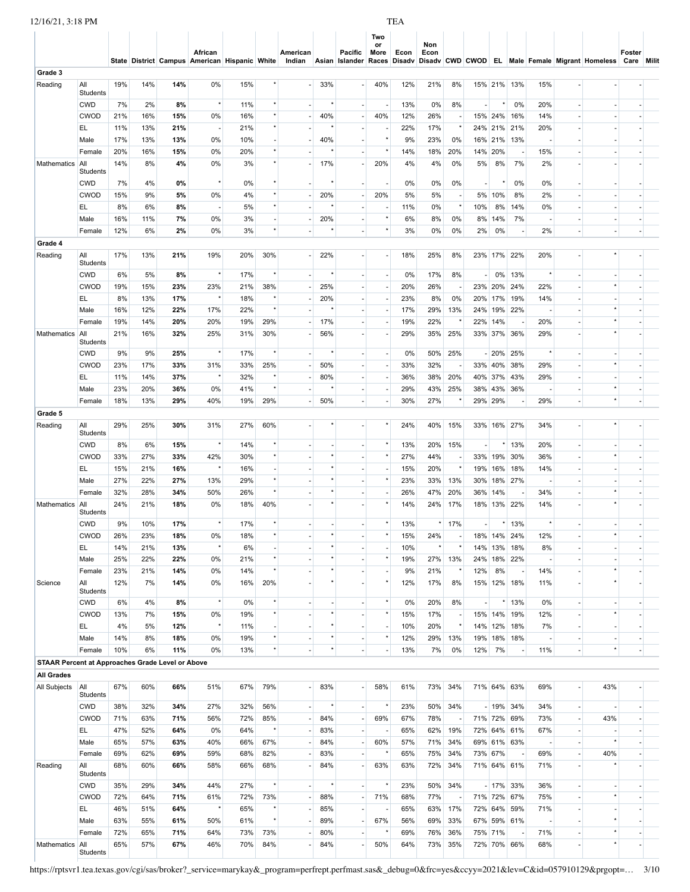| | | State | District | Campus | African American | Hispanic | White | American Indian | Asian | Pacific Islander | Two or More Races | Econ Disadv | Non Econ Disadv | CWD | CWOD | EL | Male | Female | Migrant | Homeless | Foster Care | Milit |
|---|---|---|---|---|---|---|---|---|---|---|---|---|---|---|---|---|---|---|---|---|---|---|
| **Grade 3** | | | | | | | | | | | | | | | | | | | | | | |
| Reading | All Students | 19% | 14% | **14%** | 0% | 15% | * | - | 33% | - | 40% | 12% | 21% | 8% | 15% | 21% | 13% | 15% | - | - | - | |
| | CWD | 7% | 2% | **8%** | * | 11% | * | - | * | - | - | 13% | 0% | 8% | - | * | 0% | 20% | - | - | - | |
| | CWOD | 21% | 16% | **15%** | 0% | 16% | * | - | 40% | - | 40% | 12% | 26% | - | 15% | 24% | 16% | 14% | - | - | - | |
| | EL | 11% | 13% | **21%** | - | 21% | * | - | * | - | - | 22% | 17% | * | 24% | 21% | 21% | 20% | - | - | - | |
| | Male | 17% | 13% | **13%** | 0% | 10% | - | - | 40% | - | * | 9% | 23% | 0% | 16% | 21% | 13% | - | - | - | - | |
| | Female | 20% | 16% | **15%** | 0% | 20% | * | - | * | - | * | 14% | 18% | 20% | 14% | 20% | - | 15% | - | - | - | |
| Mathematics | All Students | 14% | 8% | **4%** | 0% | 3% | * | - | 17% | - | 20% | 4% | 4% | 0% | 5% | 8% | 7% | 2% | - | - | - | |
| | CWD | 7% | 4% | **0%** | * | 0% | * | - | * | - | - | 0% | 0% | 0% | - | * | 0% | 0% | - | - | - | |
| | CWOD | 15% | 9% | **5%** | 0% | 4% | * | - | 20% | - | 20% | 5% | 5% | - | 5% | 10% | 8% | 2% | - | - | - | |
| | EL | 8% | 6% | **8%** | - | 5% | * | - | * | - | - | 11% | 0% | * | 10% | 8% | 14% | 0% | - | - | - | |
| | Male | 16% | 11% | **7%** | 0% | 3% | - | - | 20% | - | * | 6% | 8% | 0% | 8% | 14% | 7% | - | - | - | - | |
| | Female | 12% | 6% | **2%** | 0% | 3% | * | - | * | - | * | 3% | 0% | 0% | 2% | 0% | - | 2% | - | - | - | |
| **Grade 4** | | | | | | | | | | | | | | | | | | | | | | |
| Reading | All Students | 17% | 13% | **21%** | 19% | 20% | 30% | - | 22% | - | - | 18% | 25% | 8% | 23% | 17% | 22% | 20% | - | * | - | |
| | CWD | 6% | 5% | **8%** | * | 17% | * | - | * | - | - | 0% | 17% | 8% | - | 0% | 13% | * | - | - | - | |
| | CWOD | 19% | 15% | **23%** | 23% | 21% | 38% | - | 25% | - | - | 20% | 26% | - | 23% | 20% | 24% | 22% | - | * | - | |
| | EL | 8% | 13% | **17%** | * | 18% | * | - | 20% | - | - | 23% | 8% | 0% | 20% | 17% | 19% | 14% | - | - | - | |
| | Male | 16% | 12% | **22%** | 17% | 22% | * | - | * | - | - | 17% | 29% | 13% | 24% | 19% | 22% | - | - | * | - | |
| | Female | 19% | 14% | **20%** | 20% | 19% | 29% | - | 17% | - | - | 19% | 22% | * | 22% | 14% | - | 20% | - | * | - | |
| Mathematics | All Students | 21% | 16% | **32%** | 25% | 31% | 30% | - | 56% | - | - | 29% | 35% | 25% | 33% | 37% | 36% | 29% | - | * | - | |
| | CWD | 9% | 9% | **25%** | * | 17% | * | - | * | - | - | 0% | 50% | 25% | - | 20% | 25% | * | - | - | - | |
| | CWOD | 23% | 17% | **33%** | 31% | 33% | 25% | - | 50% | - | - | 33% | 32% | - | 33% | 40% | 38% | 29% | - | * | - | |
| | EL | 11% | 14% | **37%** | * | 32% | * | - | 80% | - | - | 36% | 38% | 20% | 40% | 37% | 43% | 29% | - | - | - | |
| | Male | 23% | 20% | **36%** | 0% | 41% | * | - | * | - | - | 29% | 43% | 25% | 38% | 43% | 36% | - | - | * | - | |
| | Female | 18% | 13% | **29%** | 40% | 19% | 29% | - | 50% | - | - | 30% | 27% | * | 29% | 29% | - | 29% | - | * | - | |
| **Grade 5** | | | | | | | | | | | | | | | | | | | | | | |
| Reading | All Students | 29% | 25% | **30%** | 31% | 27% | 60% | - | * | - | * | 24% | 40% | 15% | 33% | 16% | 27% | 34% | - | * | - | |
| | CWD | 8% | 6% | **15%** | * | 14% | * | - | - | - | * | 13% | 20% | 15% | - | * | 13% | 20% | - | - | - | |
| | CWOD | 33% | 27% | **33%** | 42% | 30% | * | - | * | - | * | 27% | 44% | - | 33% | 19% | 30% | 36% | - | * | - | |
| | EL | 15% | 21% | **16%** | * | 16% | - | - | * | - | - | 15% | 20% | * | 19% | 16% | 18% | 14% | - | - | - | |
| | Male | 27% | 22% | **27%** | 13% | 29% | * | - | * | - | * | 23% | 33% | 13% | 30% | 18% | 27% | - | - | - | - | |
| | Female | 32% | 28% | **34%** | 50% | 26% | * | - | * | - | - | 26% | 47% | 20% | 36% | 14% | - | 34% | - | * | - | |
| Mathematics | All Students | 24% | 21% | **18%** | 0% | 18% | 40% | - | * | - | * | 14% | 24% | 17% | 18% | 13% | 22% | 14% | - | * | - | |
| | CWD | 9% | 10% | **17%** | * | 17% | * | - | - | - | * | 13% | * | 17% | - | * | 13% | * | - | - | - | |
| | CWOD | 26% | 23% | **18%** | 0% | 18% | * | - | * | - | * | 15% | 24% | - | 18% | 14% | 24% | 12% | - | * | - | |
| | EL | 14% | 21% | **13%** | * | 6% | - | - | * | - | - | 10% | * | * | 14% | 13% | 18% | 8% | - | - | - | |
| | Male | 25% | 22% | **22%** | 0% | 21% | * | - | * | - | * | 19% | 27% | 13% | 24% | 18% | 22% | - | - | - | - | |
| | Female | 23% | 21% | **14%** | 0% | 14% | * | - | * | - | - | 9% | 21% | * | 12% | 8% | - | 14% | - | * | - | |
| Science | All Students | 12% | 7% | **14%** | 0% | 16% | 20% | - | * | - | * | 12% | 17% | 8% | 15% | 12% | 18% | 11% | - | * | - | |
| | CWD | 6% | 4% | **8%** | * | 0% | * | - | - | - | * | 0% | 20% | 8% | - | * | 13% | 0% | - | - | - | |
| | CWOD | 13% | 7% | **15%** | 0% | 19% | * | - | * | - | * | 15% | 17% | - | 15% | 14% | 19% | 12% | - | * | - | |
| | EL | 4% | 5% | **12%** | * | 11% | - | - | * | - | - | 10% | 20% | * | 14% | 12% | 18% | 7% | - | - | - | |
| | Male | 14% | 8% | **18%** | 0% | 19% | * | - | * | - | * | 12% | 29% | 13% | 19% | 18% | 18% | - | - | - | - | |
| | Female | 10% | 6% | **11%** | 0% | 13% | * | - | * | - | - | 13% | 7% | 0% | 12% | 7% | - | 11% | - | * | - | |
| **STAAR Percent at Approaches Grade Level or Above** | | | | | | | | | | | | | | | | | | | | | | |
| **All Grades** | | | | | | | | | | | | | | | | | | | | | | |
| All Subjects | All Students | 67% | 60% | **66%** | 51% | 67% | 79% | - | 83% | - | 58% | 61% | 73% | 34% | 71% | 64% | 63% | 69% | - | 43% | - | |
| | CWD | 38% | 32% | **34%** | 27% | 32% | 56% | - | * | - | * | 23% | 50% | 34% | - | 19% | 34% | 34% | - | - | - | |
| | CWOD | 71% | 63% | **71%** | 56% | 72% | 85% | - | 84% | - | 69% | 67% | 78% | - | 71% | 72% | 69% | 73% | - | 43% | - | |
| | EL | 47% | 52% | **64%** | 0% | 64% | * | - | 83% | - | - | 65% | 62% | 19% | 72% | 64% | 61% | 67% | - | - | - | |
| | Male | 65% | 57% | **63%** | 40% | 66% | 67% | - | 84% | - | 60% | 57% | 71% | 34% | 69% | 61% | 63% | - | - | * | - | |
| | Female | 69% | 62% | **69%** | 59% | 68% | 82% | - | 83% | - | * | 65% | 75% | 34% | 73% | 67% | - | 69% | - | 40% | - | |
| Reading | All Students | 68% | 60% | **66%** | 58% | 66% | 68% | - | 84% | - | 63% | 63% | 72% | 34% | 71% | 64% | 61% | 71% | - | * | - | |
| | CWD | 35% | 29% | **34%** | 44% | 27% | * | - | * | - | * | 23% | 50% | 34% | - | 17% | 33% | 36% | - | - | - | |
| | CWOD | 72% | 64% | **71%** | 61% | 72% | 73% | - | 88% | - | 71% | 68% | 77% | - | 71% | 72% | 67% | 75% | - | * | - | |
| | EL | 46% | 51% | **64%** | * | 65% | * | - | 85% | - | - | 65% | 63% | 17% | 72% | 64% | 59% | 71% | - | - | - | |
| | Male | 63% | 55% | **61%** | 50% | 61% | * | - | 89% | - | 67% | 56% | 69% | 33% | 67% | 59% | 61% | - | - | * | - | |
| | Female | 72% | 65% | **71%** | 64% | 73% | 73% | - | 80% | - | * | 69% | 76% | 36% | 75% | 71% | - | 71% | - | * | - | |
| Mathematics | All Students | 65% | 57% | **67%** | 46% | 70% | 84% | - | 84% | - | 50% | 64% | 73% | 35% | 72% | 70% | 66% | 68% | - | * | - | |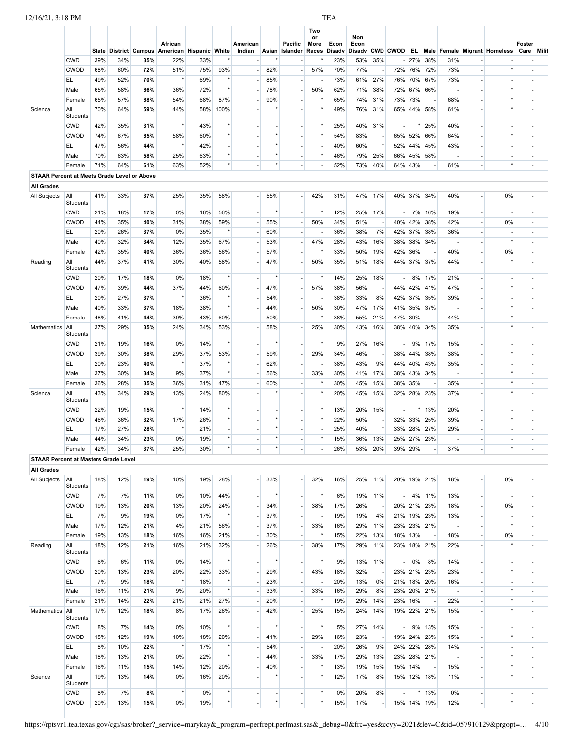| | | State | District | Campus | African American | Hispanic | White | American Indian | Asian | Pacific Islander | Two or More Races | Econ Disadv | Non Econ Disadv | CWD | CWOD | EL | Male | Female | Migrant | Homeless | Foster Care | Milit |
|---|---|---|---|---|---|---|---|---|---|---|---|---|---|---|---|---|---|---|---|---|---|---|
| | CWD | 39% | 34% | 35% | 22% | 33% | * | - | * | - | * | 23% | 53% | 35% | - | 27% | 38% | 31% | - | - | - | |
| | CWOD | 68% | 60% | 72% | 51% | 75% | 93% | - | 82% | - | 57% | 70% | 77% | - | 72% | 76% | 72% | 73% | - | * | - | |
| | EL | 49% | 52% | 70% | * | 69% | * | - | 85% | - | - | 73% | 61% | 27% | 76% | 70% | 67% | 73% | - | - | - | |
| | Male | 65% | 58% | 66% | 36% | 72% | * | - | 78% | - | 50% | 62% | 71% | 38% | 72% | 67% | 66% | - | - | * | - | |
| | Female | 65% | 57% | 68% | 54% | 68% | 87% | - | 90% | - | * | 65% | 74% | 31% | 73% | 73% | - | 68% | - | * | - | |
| Science | All Students | 70% | 64% | 59% | 44% | 58% | 100% | - | * | - | * | 49% | 76% | 31% | 65% | 44% | 58% | 61% | - | * | - | |
| | CWD | 42% | 35% | 31% | * | 43% | * | - | - | - | * | 25% | 40% | 31% | - | * | 25% | 40% | - | - | - | |
| | CWOD | 74% | 67% | 65% | 58% | 60% | * | - | * | - | * | 54% | 83% | - | 65% | 52% | 66% | 64% | - | * | - | |
| | EL | 47% | 56% | 44% | * | 42% | - | - | * | - | - | 40% | 60% | * | 52% | 44% | 45% | 43% | - | - | - | |
| | Male | 70% | 63% | 58% | 25% | 63% | * | - | * | - | * | 46% | 79% | 25% | 66% | 45% | 58% | - | - | - | - | |
| | Female | 71% | 64% | 61% | 63% | 52% | * | - | * | - | - | 52% | 73% | 40% | 64% | 43% | - | 61% | - | * | - | |
| **STAAR Percent at Meets Grade Level or Above** | | | | | | | | | | | | | | | | | | | | | | |
| **All Grades** | | | | | | | | | | | | | | | | | | | | | | |
| All Subjects | All Students | 41% | 33% | 37% | 25% | 35% | 58% | - | 55% | - | 42% | 31% | 47% | 17% | 40% | 37% | 34% | 40% | - | 0% | - | |
| | CWD | 21% | 18% | 17% | 0% | 16% | 56% | - | * | - | * | 12% | 25% | 17% | - | 7% | 16% | 19% | - | - | - | |
| | CWOD | 44% | 35% | 40% | 31% | 38% | 59% | - | 55% | - | 50% | 34% | 51% | - | 40% | 42% | 38% | 42% | - | 0% | - | |
| | EL | 20% | 26% | 37% | 0% | 35% | * | - | 60% | - | - | 36% | 38% | 7% | 42% | 37% | 38% | 36% | - | - | - | |
| | Male | 40% | 32% | 34% | 12% | 35% | 67% | - | 53% | - | 47% | 28% | 43% | 16% | 38% | 38% | 34% | - | - | * | - | |
| | Female | 42% | 35% | 40% | 36% | 36% | 56% | - | 57% | - | * | 33% | 50% | 19% | 42% | 36% | - | 40% | - | 0% | - | |
| Reading | All Students | 44% | 37% | 41% | 30% | 40% | 58% | - | 47% | - | 50% | 35% | 51% | 18% | 44% | 37% | 37% | 44% | - | * | - | |
| | CWD | 20% | 17% | 18% | 0% | 18% | * | - | * | - | * | 14% | 25% | 18% | - | 8% | 17% | 21% | - | - | - | |
| | CWOD | 47% | 39% | 44% | 37% | 44% | 60% | - | 47% | - | 57% | 38% | 56% | - | 44% | 42% | 41% | 47% | - | * | - | |
| | EL | 20% | 27% | 37% | * | 36% | * | - | 54% | - | - | 38% | 33% | 8% | 42% | 37% | 35% | 39% | - | - | - | |
| | Male | 40% | 33% | 37% | 18% | 38% | * | - | 44% | - | 50% | 30% | 47% | 17% | 41% | 35% | 37% | - | - | * | - | |
| | Female | 48% | 41% | 44% | 39% | 43% | 60% | - | 50% | - | * | 38% | 55% | 21% | 47% | 39% | - | 44% | - | * | - | |
| Mathematics | All Students | 37% | 29% | 35% | 24% | 34% | 53% | - | 58% | - | 25% | 30% | 43% | 16% | 38% | 40% | 34% | 35% | - | * | - | |
| | CWD | 21% | 19% | 16% | 0% | 14% | * | - | * | - | * | 9% | 27% | 16% | - | 9% | 17% | 15% | - | - | - | |
| | CWOD | 39% | 30% | 38% | 29% | 37% | 53% | - | 59% | - | 29% | 34% | 46% | - | 38% | 44% | 38% | 38% | - | * | - | |
| | EL | 20% | 23% | 40% | * | 37% | * | - | 62% | - | - | 38% | 43% | 9% | 44% | 40% | 43% | 35% | - | - | - | |
| | Male | 37% | 30% | 34% | 9% | 37% | * | - | 56% | - | 33% | 30% | 41% | 17% | 38% | 43% | 34% | - | - | * | - | |
| | Female | 36% | 28% | 35% | 36% | 31% | 47% | - | 60% | - | * | 30% | 45% | 15% | 38% | 35% | - | 35% | - | * | - | |
| Science | All Students | 43% | 34% | 29% | 13% | 24% | 80% | - | * | - | * | 20% | 45% | 15% | 32% | 28% | 23% | 37% | - | * | - | |
| | CWD | 22% | 19% | 15% | * | 14% | * | - | - | - | * | 13% | 20% | 15% | - | * | 13% | 20% | - | - | - | |
| | CWOD | 46% | 36% | 32% | 17% | 26% | * | - | * | - | * | 22% | 50% | - | 32% | 33% | 25% | 39% | - | * | - | |
| | EL | 17% | 27% | 28% | * | 21% | - | - | * | - | - | 25% | 40% | * | 33% | 28% | 27% | 29% | - | - | - | |
| | Male | 44% | 34% | 23% | 0% | 19% | * | - | * | - | * | 15% | 36% | 13% | 25% | 27% | 23% | - | - | - | - | |
| | Female | 42% | 34% | 37% | 25% | 30% | * | - | * | - | - | 26% | 53% | 20% | 39% | 29% | - | 37% | - | * | - | |
| **STAAR Percent at Masters Grade Level** | | | | | | | | | | | | | | | | | | | | | | |
| **All Grades** | | | | | | | | | | | | | | | | | | | | | | |
| All Subjects | All Students | 18% | 12% | 19% | 10% | 19% | 28% | - | 33% | - | 32% | 16% | 25% | 11% | 20% | 19% | 21% | 18% | - | 0% | - | |
| | CWD | 7% | 7% | 11% | 0% | 10% | 44% | - | * | - | * | 6% | 19% | 11% | - | 4% | 11% | 13% | - | - | - | |
| | CWOD | 19% | 13% | 20% | 13% | 20% | 24% | - | 34% | - | 38% | 17% | 26% | - | 20% | 21% | 23% | 18% | - | 0% | - | |
| | EL | 7% | 9% | 19% | 0% | 17% | * | - | 37% | - | - | 19% | 19% | 4% | 21% | 19% | 23% | 13% | - | - | - | |
| | Male | 17% | 12% | 21% | 4% | 21% | 56% | - | 37% | - | 33% | 16% | 29% | 11% | 23% | 23% | 21% | - | - | * | - | |
| | Female | 19% | 13% | 18% | 16% | 16% | 21% | - | 30% | - | * | 15% | 22% | 13% | 18% | 13% | - | 18% | - | 0% | - | |
| Reading | All Students | 18% | 12% | 21% | 16% | 21% | 32% | - | 26% | - | 38% | 17% | 29% | 11% | 23% | 18% | 21% | 22% | - | * | - | |
| | CWD | 6% | 6% | 11% | 0% | 14% | * | - | * | - | * | 9% | 13% | 11% | - | 0% | 8% | 14% | - | - | - | |
| | CWOD | 20% | 13% | 23% | 20% | 22% | 33% | - | 29% | - | 43% | 18% | 32% | - | 23% | 21% | 23% | 23% | - | * | - | |
| | EL | 7% | 9% | 18% | * | 18% | * | - | 23% | - | - | 20% | 13% | 0% | 21% | 18% | 20% | 16% | - | - | - | |
| | Male | 16% | 11% | 21% | 9% | 20% | * | - | 33% | - | 33% | 16% | 29% | 8% | 23% | 20% | 21% | - | - | * | - | |
| | Female | 21% | 14% | 22% | 21% | 21% | 27% | - | 20% | - | * | 19% | 29% | 14% | 23% | 16% | - | 22% | - | * | - | |
| Mathematics | All Students | 17% | 12% | 18% | 8% | 17% | 26% | - | 42% | - | 25% | 15% | 24% | 14% | 19% | 22% | 21% | 15% | - | * | - | |
| | CWD | 8% | 7% | 14% | 0% | 10% | * | - | * | - | * | 5% | 27% | 14% | - | 9% | 13% | 15% | - | - | - | |
| | CWOD | 18% | 12% | 19% | 10% | 18% | 20% | - | 41% | - | 29% | 16% | 23% | - | 19% | 24% | 23% | 15% | - | * | - | |
| | EL | 8% | 10% | 22% | * | 17% | * | - | 54% | - | - | 20% | 26% | 9% | 24% | 22% | 28% | 14% | - | - | - | |
| | Male | 18% | 13% | 21% | 0% | 22% | * | - | 44% | - | 33% | 17% | 29% | 13% | 23% | 28% | 21% | - | - | * | - | |
| | Female | 16% | 11% | 15% | 14% | 12% | 20% | - | 40% | - | * | 13% | 19% | 15% | 15% | 14% | - | 15% | - | * | - | |
| Science | All Students | 19% | 13% | 14% | 0% | 16% | 20% | - | * | - | * | 12% | 17% | 8% | 15% | 12% | 18% | 11% | - | * | - | |
| | CWD | 8% | 7% | 8% | * | 0% | * | - | - | - | * | 0% | 20% | 8% | - | * | 13% | 0% | - | - | - | |
| | CWOD | 20% | 13% | 15% | 0% | 19% | * | - | * | - | * | 15% | 17% | - | 15% | 14% | 19% | 12% | - | * | - | |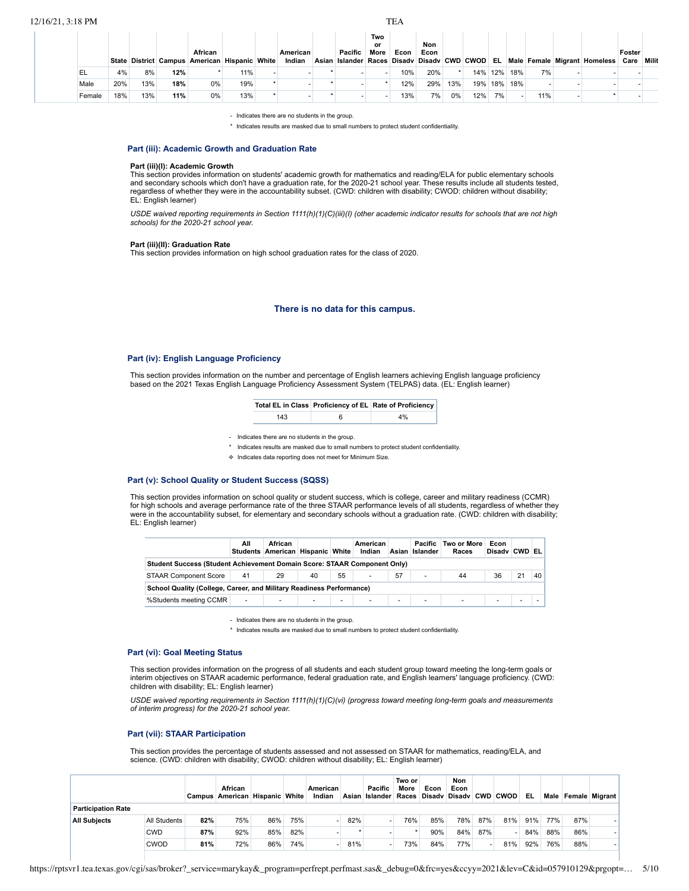| | State | District | Campus | African American | Hispanic | White | American Indian | Asian | Pacific Islander | Two or More Races | Econ Disadv | Non Econ Disadv | CWD | CWOD | EL | Male | Female | Migrant | Homeless | Foster Care | Milit |
|---|---|---|---|---|---|---|---|---|---|---|---|---|---|---|---|---|---|---|---|---|---|
| EL | 4% | 8% | **12%** | * | 11% | - | - | * | - | - | 10% | 20% | * | 14% | 12% | 18% | 7% | - | - | - | |
| Male | 20% | 13% | **18%** | 0% | 19% | * | - | * | - | * | 12% | 29% | 13% | 19% | 18% | 18% | - | - | - | - | |
| Female | 18% | 13% | **11%** | 0% | 13% | * | - | * | - | - | 13% | 7% | 0% | 12% | 7% | - | 11% | - | * | - | |

- Indicates there are no students in the group.

\* Indicates results are masked due to small numbers to protect student confidentiality.

## Part (iii): Academic Growth and Graduation Rate

### Part (iii)(I): Academic Growth

This section provides information on students' academic growth for mathematics and reading/ELA for public elementary schools and secondary schools which don't have a graduation rate, for the 2020-21 school year. These results include all students tested, regardless of whether they were in the accountability subset. (CWD: children with disability; CWOD: children without disability; EL: English learner)

*USDE waived reporting requirements in Section 1111(h)(1)(C)(iii)(I) (other academic indicator results for schools that are not high schools) for the 2020-21 school year.*

### Part (iii)(II): Graduation Rate

This section provides information on high school graduation rates for the class of 2020.

**There is no data for this campus.**

## Part (iv): English Language Proficiency

This section provides information on the number and percentage of English learners achieving English language proficiency based on the 2021 Texas English Language Proficiency Assessment System (TELPAS) data. (EL: English learner)

| Total EL in Class | Proficiency of EL | Rate of Proficiency |
|---|---|---|
| 143 | 6 | 4% |

- Indicates there are no students in the group.

\* Indicates results are masked due to small numbers to protect student confidentiality.

✧ Indicates data reporting does not meet for Minimum Size.

## Part (v): School Quality or Student Success (SQSS)

This section provides information on school quality or student success, which is college, career and military readiness (CCMR) for high schools and average performance rate of the three STAAR performance levels of all students, regardless of whether they were in the accountability subset, for elementary and secondary schools without a graduation rate. (CWD: children with disability; EL: English learner)

| | All Students | African American | Hispanic | White | American Indian | Asian | Pacific Islander | Two or More Races | Econ Disadv | CWD | EL |
|---|---|---|---|---|---|---|---|---|---|---|---|
| **Student Success (Student Achievement Domain Score: STAAR Component Only)** | | | | | | | | | | | |
| STAAR Component Score | 41 | 29 | 40 | 55 | - | 57 | - | 44 | 36 | 21 | 40 |
| **School Quality (College, Career, and Military Readiness Performance)** | | | | | | | | | | | |
| %Students meeting CCMR | - | - | - | - | - | - | - | - | - | - | - |

- Indicates there are no students in the group.

\* Indicates results are masked due to small numbers to protect student confidentiality.

## Part (vi): Goal Meeting Status

This section provides information on the progress of all students and each student group toward meeting the long-term goals or interim objectives on STAAR academic performance, federal graduation rate, and English learners' language proficiency. (CWD: children with disability; EL: English learner)

*USDE waived reporting requirements in Section 1111(h)(1)(C)(vi) (progress toward meeting long-term goals and measurements of interim progress) for the 2020-21 school year.*

## Part (vii): STAAR Participation

This section provides the percentage of students assessed and not assessed on STAAR for mathematics, reading/ELA, and science. (CWD: children with disability; CWOD: children without disability; EL: English learner)

| | | Campus | African American | Hispanic | White | American Indian | Asian | Pacific Islander | Two or More Races | Econ Disadv | Non Econ Disadv | CWD | CWOD | EL | Male | Female | Migrant |
|---|---|---|---|---|---|---|---|---|---|---|---|---|---|---|---|---|---|
| **Participation Rate** | | | | | | | | | | | | | | | | | |
| **All Subjects** | All Students | **82%** | 75% | 86% | 75% | - | 82% | - | 76% | 85% | 78% | 87% | 81% | 91% | 77% | 87% | - |
| | CWD | **87%** | 92% | 85% | 82% | - | * | - | * | 90% | 84% | 87% | - | 84% | 88% | 86% | - |
| | CWOD | **81%** | 72% | 86% | 74% | - | 81% | - | 73% | 84% | 77% | - | 81% | 92% | 76% | 88% | - |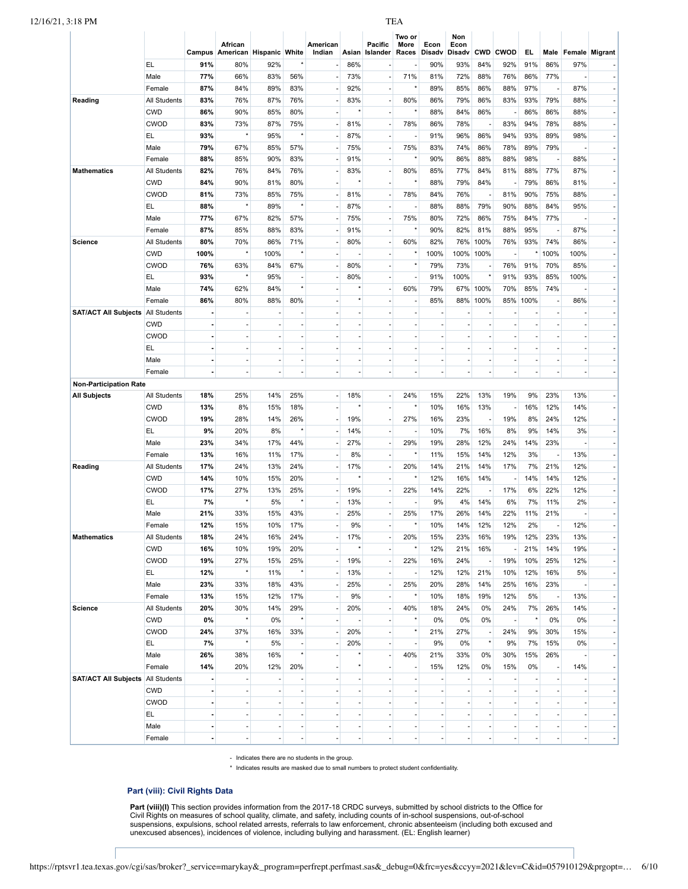| | | Campus | African American | Hispanic | White | American Indian | Asian | Pacific Islander | Two or More Races | Econ Disadv | Non Econ Disadv | CWD | CWOD | EL | Male | Female | Migrant |
|---|---|---|---|---|---|---|---|---|---|---|---|---|---|---|---|---|---|
| | EL | **91%** | 80% | 92% | * | - | 86% | - | - | 90% | 93% | 84% | 92% | 91% | 86% | 97% | - |
| | Male | **77%** | 66% | 83% | 56% | - | 73% | - | 71% | 81% | 72% | 88% | 76% | 86% | 77% | - | - |
| | Female | **87%** | 84% | 89% | 83% | - | 92% | - | * | 89% | 85% | 86% | 88% | 97% | - | 87% | - |
| **Reading** | All Students | **83%** | 76% | 87% | 76% | - | 83% | - | 80% | 86% | 79% | 86% | 83% | 93% | 79% | 88% | - |
| | CWD | **86%** | 90% | 85% | 80% | - | * | - | * | 88% | 84% | 86% | - | 86% | 86% | 88% | - |
| | CWOD | **83%** | 73% | 87% | 75% | - | 81% | - | 78% | 86% | 78% | - | 83% | 94% | 78% | 88% | - |
| | EL | **93%** | * | 95% | * | - | 87% | - | - | 91% | 96% | 86% | 94% | 93% | 89% | 98% | - |
| | Male | **79%** | 67% | 85% | 57% | - | 75% | - | 75% | 83% | 74% | 86% | 78% | 89% | 79% | - | - |
| | Female | **88%** | 85% | 90% | 83% | - | 91% | - | * | 90% | 86% | 88% | 88% | 98% | - | 88% | - |
| **Mathematics** | All Students | **82%** | 76% | 84% | 76% | - | 83% | - | 80% | 85% | 77% | 84% | 81% | 88% | 77% | 87% | - |
| | CWD | **84%** | 90% | 81% | 80% | - | * | - | * | 88% | 79% | 84% | - | 79% | 86% | 81% | - |
| | CWOD | **81%** | 73% | 85% | 75% | - | 81% | - | 78% | 84% | 76% | - | 81% | 90% | 75% | 88% | - |
| | EL | **88%** | * | 89% | * | - | 87% | - | - | 88% | 88% | 79% | 90% | 88% | 84% | 95% | - |
| | Male | **77%** | 67% | 82% | 57% | - | 75% | - | 75% | 80% | 72% | 86% | 75% | 84% | 77% | - | - |
| | Female | **87%** | 85% | 88% | 83% | - | 91% | - | * | 90% | 82% | 81% | 88% | 95% | - | 87% | - |
| **Science** | All Students | **80%** | 70% | 86% | 71% | - | 80% | - | 60% | 82% | 76% | 100% | 76% | 93% | 74% | 86% | - |
| | CWD | **100%** | * | 100% | * | - | - | - | * | 100% | 100% | 100% | - | * | 100% | 100% | - |
| | CWOD | **76%** | 63% | 84% | 67% | - | 80% | - | * | 79% | 73% | - | 76% | 91% | 70% | 85% | - |
| | EL | **93%** | * | 95% | - | - | 80% | - | - | 91% | 100% | * | 91% | 93% | 85% | 100% | - |
| | Male | **74%** | 62% | 84% | * | - | * | - | 60% | 79% | 67% | 100% | 70% | 85% | 74% | - | - |
| | Female | **86%** | 80% | 88% | 80% | - | * | - | - | 85% | 88% | 100% | 85% | 100% | - | 86% | - |
| **SAT/ACT All Subjects** | All Students | **-** | - | - | - | - | - | - | - | - | - | - | - | - | - | - | - |
| | CWD | **-** | - | - | - | - | - | - | - | - | - | - | - | - | - | - | - |
| | CWOD | **-** | - | - | - | - | - | - | - | - | - | - | - | - | - | - | - |
| | EL | **-** | - | - | - | - | - | - | - | - | - | - | - | - | - | - | - |
| | Male | **-** | - | - | - | - | - | - | - | - | - | - | - | - | - | - | - |
| | Female | **-** | - | - | - | - | - | - | - | - | - | - | - | - | - | - | - |
| **Non-Participation Rate** | | | | | | | | | | | | | | | | | |
| **All Subjects** | All Students | **18%** | 25% | 14% | 25% | - | 18% | - | 24% | 15% | 22% | 13% | 19% | 9% | 23% | 13% | - |
| | CWD | **13%** | 8% | 15% | 18% | - | * | - | * | 10% | 16% | 13% | - | 16% | 12% | 14% | - |
| | CWOD | **19%** | 28% | 14% | 26% | - | 19% | - | 27% | 16% | 23% | - | 19% | 8% | 24% | 12% | - |
| | EL | **9%** | 20% | 8% | * | - | 14% | - | - | 10% | 7% | 16% | 8% | 9% | 14% | 3% | - |
| | Male | **23%** | 34% | 17% | 44% | - | 27% | - | 29% | 19% | 28% | 12% | 24% | 14% | 23% | - | - |
| | Female | **13%** | 16% | 11% | 17% | - | 8% | - | * | 11% | 15% | 14% | 12% | 3% | - | 13% | - |
| **Reading** | All Students | **17%** | 24% | 13% | 24% | - | 17% | - | 20% | 14% | 21% | 14% | 17% | 7% | 21% | 12% | - |
| | CWD | **14%** | 10% | 15% | 20% | - | * | - | * | 12% | 16% | 14% | - | 14% | 14% | 12% | - |
| | CWOD | **17%** | 27% | 13% | 25% | - | 19% | - | 22% | 14% | 22% | - | 17% | 6% | 22% | 12% | - |
| | EL | **7%** | * | 5% | * | - | 13% | - | - | 9% | 4% | 14% | 6% | 7% | 11% | 2% | - |
| | Male | **21%** | 33% | 15% | 43% | - | 25% | - | 25% | 17% | 26% | 14% | 22% | 11% | 21% | - | - |
| | Female | **12%** | 15% | 10% | 17% | - | 9% | - | * | 10% | 14% | 12% | 12% | 2% | - | 12% | - |
| **Mathematics** | All Students | **18%** | 24% | 16% | 24% | - | 17% | - | 20% | 15% | 23% | 16% | 19% | 12% | 23% | 13% | - |
| | CWD | **16%** | 10% | 19% | 20% | - | * | - | * | 12% | 21% | 16% | - | 21% | 14% | 19% | - |
| | CWOD | **19%** | 27% | 15% | 25% | - | 19% | - | 22% | 16% | 24% | - | 19% | 10% | 25% | 12% | - |
| | EL | **12%** | * | 11% | * | - | 13% | - | - | 12% | 12% | 21% | 10% | 12% | 16% | 5% | - |
| | Male | **23%** | 33% | 18% | 43% | - | 25% | - | 25% | 20% | 28% | 14% | 25% | 16% | 23% | - | - |
| | Female | **13%** | 15% | 12% | 17% | - | 9% | - | * | 10% | 18% | 19% | 12% | 5% | - | 13% | - |
| **Science** | All Students | **20%** | 30% | 14% | 29% | - | 20% | - | 40% | 18% | 24% | 0% | 24% | 7% | 26% | 14% | - |
| | CWD | **0%** | * | 0% | * | - | - | - | * | 0% | 0% | 0% | - | * | 0% | 0% | - |
| | CWOD | **24%** | 37% | 16% | 33% | - | 20% | - | * | 21% | 27% | - | 24% | 9% | 30% | 15% | - |
| | EL | **7%** | * | 5% | - | - | 20% | - | - | 9% | 0% | * | 9% | 7% | 15% | 0% | - |
| | Male | **26%** | 38% | 16% | * | - | * | - | 40% | 21% | 33% | 0% | 30% | 15% | 26% | - | - |
| | Female | **14%** | 20% | 12% | 20% | - | * | - | - | 15% | 12% | 0% | 15% | 0% | - | 14% | - |
| **SAT/ACT All Subjects** | All Students | **-** | - | - | - | - | - | - | - | - | - | - | - | - | - | - | - |
| | CWD | **-** | - | - | - | - | - | - | - | - | - | - | - | - | - | - | - |
| | CWOD | **-** | - | - | - | - | - | - | - | - | - | - | - | - | - | - | - |
| | EL | **-** | - | - | - | - | - | - | - | - | - | - | - | - | - | - | - |
| | Male | **-** | - | - | - | - | - | - | - | - | - | - | - | - | - | - | - |
| | Female | **-** | - | - | - | - | - | - | - | - | - | - | - | - | - | - | - |

- Indicates there are no students in the group.

\* Indicates results are masked due to small numbers to protect student confidentiality.

### Part (viii): Civil Rights Data

**Part (viii)(I)** This section provides information from the 2017-18 CRDC surveys, submitted by school districts to the Office for Civil Rights on measures of school quality, climate, and safety, including counts of in-school suspensions, out-of-school suspensions, expulsions, school related arrests, referrals to law enforcement, chronic absenteeism (including both excused and unexcused absences), incidences of violence, including bullying and harassment. (EL: English learner)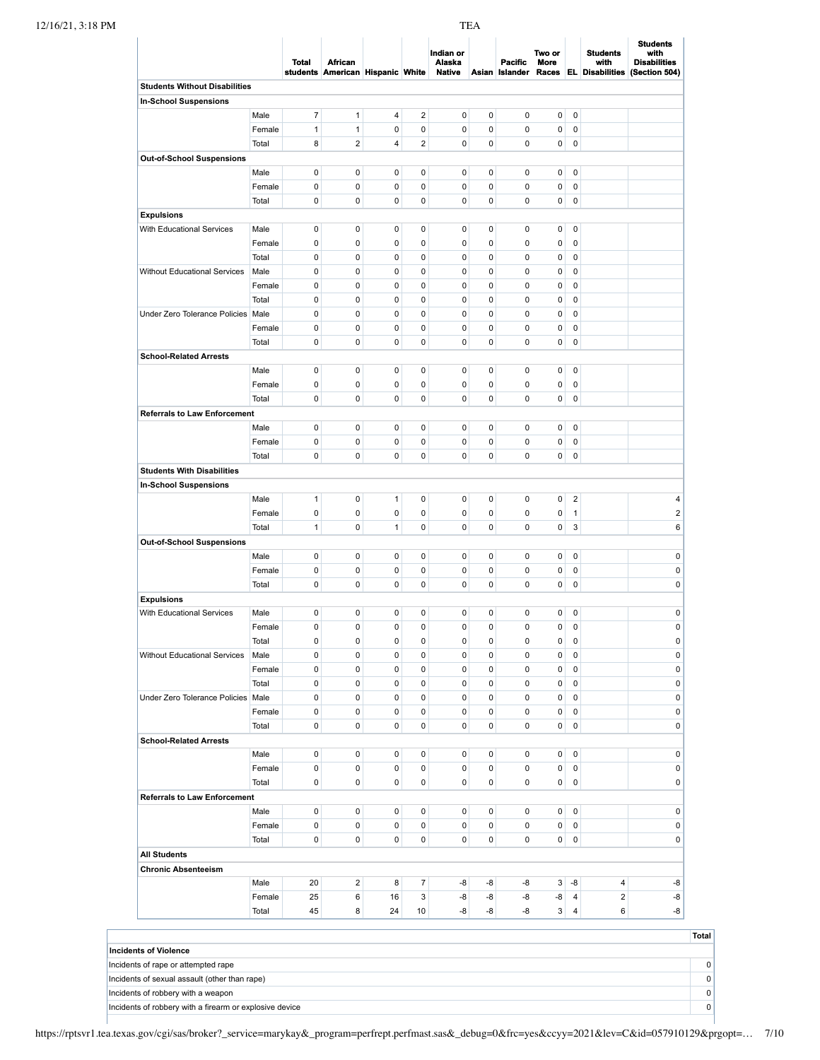| | | Total students | African American | Hispanic | White | Indian or Alaska Native | Asian | Pacific Islander | Two or More Races | EL | Students with Disabilities | Students with Disabilities (Section 504) |
|---|---|---|---|---|---|---|---|---|---|---|---|---|
| **Students Without Disabilities** | | | | | | | | | | | | |
| **In-School Suspensions** | | | | | | | | | | | | |
| | Male | 7 | 1 | 4 | 2 | 0 | 0 | 0 | 0 | 0 | | |
| | Female | 1 | 1 | 0 | 0 | 0 | 0 | 0 | 0 | 0 | | |
| | Total | 8 | 2 | 4 | 2 | 0 | 0 | 0 | 0 | 0 | | |
| **Out-of-School Suspensions** | | | | | | | | | | | | |
| | Male | 0 | 0 | 0 | 0 | 0 | 0 | 0 | 0 | 0 | | |
| | Female | 0 | 0 | 0 | 0 | 0 | 0 | 0 | 0 | 0 | | |
| | Total | 0 | 0 | 0 | 0 | 0 | 0 | 0 | 0 | 0 | | |
| **Expulsions** | | | | | | | | | | | | |
| With Educational Services | Male | 0 | 0 | 0 | 0 | 0 | 0 | 0 | 0 | 0 | | |
| | Female | 0 | 0 | 0 | 0 | 0 | 0 | 0 | 0 | 0 | | |
| | Total | 0 | 0 | 0 | 0 | 0 | 0 | 0 | 0 | 0 | | |
| Without Educational Services | Male | 0 | 0 | 0 | 0 | 0 | 0 | 0 | 0 | 0 | | |
| | Female | 0 | 0 | 0 | 0 | 0 | 0 | 0 | 0 | 0 | | |
| | Total | 0 | 0 | 0 | 0 | 0 | 0 | 0 | 0 | 0 | | |
| Under Zero Tolerance Policies | Male | 0 | 0 | 0 | 0 | 0 | 0 | 0 | 0 | 0 | | |
| | Female | 0 | 0 | 0 | 0 | 0 | 0 | 0 | 0 | 0 | | |
| | Total | 0 | 0 | 0 | 0 | 0 | 0 | 0 | 0 | 0 | | |
| **School-Related Arrests** | | | | | | | | | | | | |
| | Male | 0 | 0 | 0 | 0 | 0 | 0 | 0 | 0 | 0 | | |
| | Female | 0 | 0 | 0 | 0 | 0 | 0 | 0 | 0 | 0 | | |
| | Total | 0 | 0 | 0 | 0 | 0 | 0 | 0 | 0 | 0 | | |
| **Referrals to Law Enforcement** | | | | | | | | | | | | |
| | Male | 0 | 0 | 0 | 0 | 0 | 0 | 0 | 0 | 0 | | |
| | Female | 0 | 0 | 0 | 0 | 0 | 0 | 0 | 0 | 0 | | |
| | Total | 0 | 0 | 0 | 0 | 0 | 0 | 0 | 0 | 0 | | |
| **Students With Disabilities** | | | | | | | | | | | | |
| **In-School Suspensions** | | | | | | | | | | | | |
| | Male | 1 | 0 | 1 | 0 | 0 | 0 | 0 | 0 | 2 | | 4 |
| | Female | 0 | 0 | 0 | 0 | 0 | 0 | 0 | 0 | 1 | | 2 |
| | Total | 1 | 0 | 1 | 0 | 0 | 0 | 0 | 0 | 3 | | 6 |
| **Out-of-School Suspensions** | | | | | | | | | | | | |
| | Male | 0 | 0 | 0 | 0 | 0 | 0 | 0 | 0 | 0 | | 0 |
| | Female | 0 | 0 | 0 | 0 | 0 | 0 | 0 | 0 | 0 | | 0 |
| | Total | 0 | 0 | 0 | 0 | 0 | 0 | 0 | 0 | 0 | | 0 |
| **Expulsions** | | | | | | | | | | | | |
| With Educational Services | Male | 0 | 0 | 0 | 0 | 0 | 0 | 0 | 0 | 0 | | 0 |
| | Female | 0 | 0 | 0 | 0 | 0 | 0 | 0 | 0 | 0 | | 0 |
| | Total | 0 | 0 | 0 | 0 | 0 | 0 | 0 | 0 | 0 | | 0 |
| Without Educational Services | Male | 0 | 0 | 0 | 0 | 0 | 0 | 0 | 0 | 0 | | 0 |
| | Female | 0 | 0 | 0 | 0 | 0 | 0 | 0 | 0 | 0 | | 0 |
| | Total | 0 | 0 | 0 | 0 | 0 | 0 | 0 | 0 | 0 | | 0 |
| Under Zero Tolerance Policies | Male | 0 | 0 | 0 | 0 | 0 | 0 | 0 | 0 | 0 | | 0 |
| | Female | 0 | 0 | 0 | 0 | 0 | 0 | 0 | 0 | 0 | | 0 |
| | Total | 0 | 0 | 0 | 0 | 0 | 0 | 0 | 0 | 0 | | 0 |
| **School-Related Arrests** | | | | | | | | | | | | |
| | Male | 0 | 0 | 0 | 0 | 0 | 0 | 0 | 0 | 0 | | 0 |
| | Female | 0 | 0 | 0 | 0 | 0 | 0 | 0 | 0 | 0 | | 0 |
| | Total | 0 | 0 | 0 | 0 | 0 | 0 | 0 | 0 | 0 | | 0 |
| **Referrals to Law Enforcement** | | | | | | | | | | | | |
| | Male | 0 | 0 | 0 | 0 | 0 | 0 | 0 | 0 | 0 | | 0 |
| | Female | 0 | 0 | 0 | 0 | 0 | 0 | 0 | 0 | 0 | | 0 |
| | Total | 0 | 0 | 0 | 0 | 0 | 0 | 0 | 0 | 0 | | 0 |
| **All Students** | | | | | | | | | | | | |
| **Chronic Absenteeism** | | | | | | | | | | | | |
| | Male | 20 | 2 | 8 | 7 | -8 | -8 | -8 | 3 | -8 | 4 | -8 |
| | Female | 25 | 6 | 16 | 3 | -8 | -8 | -8 | -8 | 4 | 2 | -8 |
| | Total | 45 | 8 | 24 | 10 | -8 | -8 | -8 | 3 | 4 | 6 | -8 |

| | Total |
|---|---|
| **Incidents of Violence** | |
| Incidents of rape or attempted rape | 0 |
| Incidents of sexual assault (other than rape) | 0 |
| Incidents of robbery with a weapon | 0 |
| Incidents of robbery with a firearm or explosive device | 0 |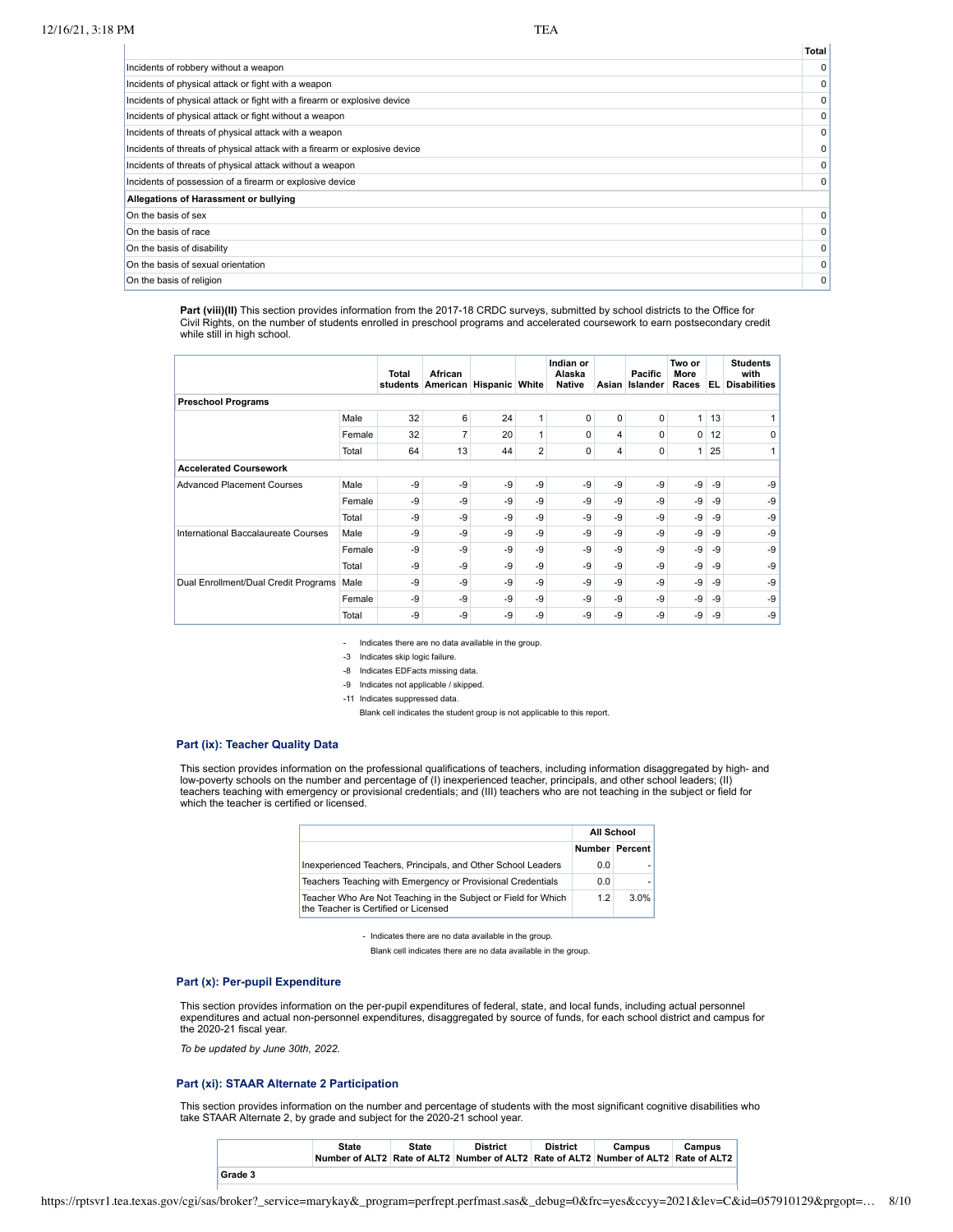| | Total |
|---|---|
| Incidents of robbery without a weapon | 0 |
| Incidents of physical attack or fight with a weapon | 0 |
| Incidents of physical attack or fight with a firearm or explosive device | 0 |
| Incidents of physical attack or fight without a weapon | 0 |
| Incidents of threats of physical attack with a weapon | 0 |
| Incidents of threats of physical attack with a firearm or explosive device | 0 |
| Incidents of threats of physical attack without a weapon | 0 |
| Incidents of possession of a firearm or explosive device | 0 |
| **Allegations of Harassment or bullying** | |
| On the basis of sex | 0 |
| On the basis of race | 0 |
| On the basis of disability | 0 |
| On the basis of sexual orientation | 0 |
| On the basis of religion | 0 |

**Part (viii)(II)** This section provides information from the 2017-18 CRDC surveys, submitted by school districts to the Office for Civil Rights, on the number of students enrolled in preschool programs and accelerated coursework to earn postsecondary credit while still in high school.

| | | Total students | African American | Hispanic | White | Indian or Alaska Native | Asian | Pacific Islander | Two or More Races | EL | Students with Disabilities |
|---|---|---|---|---|---|---|---|---|---|---|---|
| **Preschool Programs** | | | | | | | | | | | |
| | Male | 32 | 6 | 24 | 1 | 0 | 0 | 0 | 1 | 13 | 1 |
| | Female | 32 | 7 | 20 | 1 | 0 | 4 | 0 | 0 | 12 | 0 |
| | Total | 64 | 13 | 44 | 2 | 0 | 4 | 0 | 1 | 25 | 1 |
| **Accelerated Coursework** | | | | | | | | | | | |
| Advanced Placement Courses | Male | -9 | -9 | -9 | -9 | -9 | -9 | -9 | -9 | -9 | -9 |
| | Female | -9 | -9 | -9 | -9 | -9 | -9 | -9 | -9 | -9 | -9 |
| | Total | -9 | -9 | -9 | -9 | -9 | -9 | -9 | -9 | -9 | -9 |
| International Baccalaureate Courses | Male | -9 | -9 | -9 | -9 | -9 | -9 | -9 | -9 | -9 | -9 |
| | Female | -9 | -9 | -9 | -9 | -9 | -9 | -9 | -9 | -9 | -9 |
| | Total | -9 | -9 | -9 | -9 | -9 | -9 | -9 | -9 | -9 | -9 |
| Dual Enrollment/Dual Credit Programs | Male | -9 | -9 | -9 | -9 | -9 | -9 | -9 | -9 | -9 | -9 |
| | Female | -9 | -9 | -9 | -9 | -9 | -9 | -9 | -9 | -9 | -9 |
| | Total | -9 | -9 | -9 | -9 | -9 | -9 | -9 | -9 | -9 | -9 |

- \- Indicates there are no data available in the group.
- -3 Indicates skip logic failure.
- -8 Indicates EDFacts missing data.
- -9 Indicates not applicable / skipped.
- -11 Indicates suppressed data.
- Blank cell indicates the student group is not applicable to this report.

### Part (ix): Teacher Quality Data

This section provides information on the professional qualifications of teachers, including information disaggregated by high- and low-poverty schools on the number and percentage of (I) inexperienced teacher, principals, and other school leaders; (II) teachers teaching with emergency or provisional credentials; and (III) teachers who are not teaching in the subject or field for which the teacher is certified or licensed.

| | All School | |
|---|---|---|
| | Number | Percent |
| Inexperienced Teachers, Principals, and Other School Leaders | 0.0 | - |
| Teachers Teaching with Emergency or Provisional Credentials | 0.0 | - |
| Teacher Who Are Not Teaching in the Subject or Field for Which the Teacher is Certified or Licensed | 1.2 | 3.0% |

- \- Indicates there are no data available in the group.
- Blank cell indicates there are no data available in the group.

### Part (x): Per-pupil Expenditure

This section provides information on the per-pupil expenditures of federal, state, and local funds, including actual personnel expenditures and actual non-personnel expenditures, disaggregated by source of funds, for each school district and campus for the 2020-21 fiscal year.

*To be updated by June 30th, 2022.*

### Part (xi): STAAR Alternate 2 Participation

This section provides information on the number and percentage of students with the most significant cognitive disabilities who take STAAR Alternate 2, by grade and subject for the 2020-21 school year.

| | State Number of ALT2 | State Rate of ALT2 | District Number of ALT2 | District Rate of ALT2 | Campus Number of ALT2 | Campus Rate of ALT2 |
|---|---|---|---|---|---|---|
| **Grade 3** | | | | | | |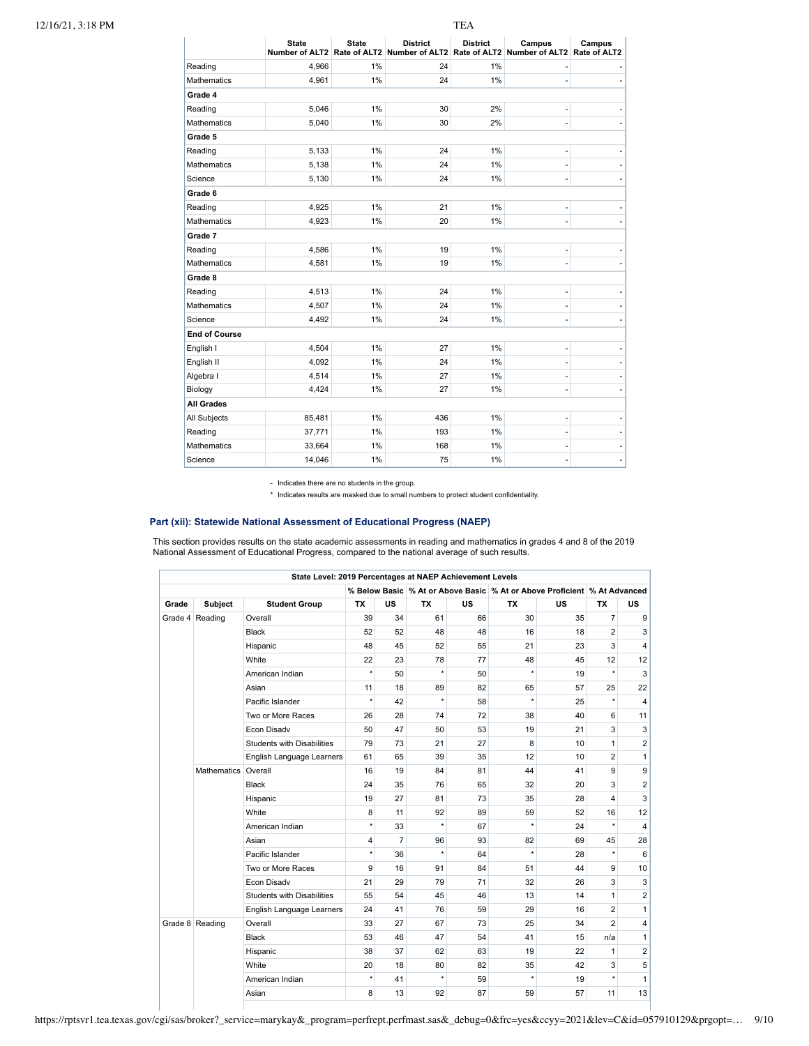| | State Number of ALT2 | State Rate of ALT2 | District Number of ALT2 | District Rate of ALT2 | Campus Number of ALT2 | Campus Rate of ALT2 |
|---|---|---|---|---|---|---|
| Reading | 4,966 | 1% | 24 | 1% | - | - |
| Mathematics | 4,961 | 1% | 24 | 1% | - | - |
| **Grade 4** | | | | | | |
| Reading | 5,046 | 1% | 30 | 2% | - | - |
| Mathematics | 5,040 | 1% | 30 | 2% | - | - |
| **Grade 5** | | | | | | |
| Reading | 5,133 | 1% | 24 | 1% | - | - |
| Mathematics | 5,138 | 1% | 24 | 1% | - | - |
| Science | 5,130 | 1% | 24 | 1% | - | - |
| **Grade 6** | | | | | | |
| Reading | 4,925 | 1% | 21 | 1% | - | - |
| Mathematics | 4,923 | 1% | 20 | 1% | - | - |
| **Grade 7** | | | | | | |
| Reading | 4,586 | 1% | 19 | 1% | - | - |
| Mathematics | 4,581 | 1% | 19 | 1% | - | - |
| **Grade 8** | | | | | | |
| Reading | 4,513 | 1% | 24 | 1% | - | - |
| Mathematics | 4,507 | 1% | 24 | 1% | - | - |
| Science | 4,492 | 1% | 24 | 1% | - | - |
| **End of Course** | | | | | | |
| English I | 4,504 | 1% | 27 | 1% | - | - |
| English II | 4,092 | 1% | 24 | 1% | - | - |
| Algebra I | 4,514 | 1% | 27 | 1% | - | - |
| Biology | 4,424 | 1% | 27 | 1% | - | - |
| **All Grades** | | | | | | |
| All Subjects | 85,481 | 1% | 436 | 1% | - | - |
| Reading | 37,771 | 1% | 193 | 1% | - | - |
| Mathematics | 33,664 | 1% | 168 | 1% | - | - |
| Science | 14,046 | 1% | 75 | 1% | - | - |

- Indicates there are no students in the group.

* Indicates results are masked due to small numbers to protect student confidentiality.

### Part (xii): Statewide National Assessment of Educational Progress (NAEP)

This section provides results on the state academic assessments in reading and mathematics in grades 4 and 8 of the 2019 National Assessment of Educational Progress, compared to the national average of such results.

| State Level: 2019 Percentages at NAEP Achievement Levels | | | | | | | | | | |
|---|---|---|---|---|---|---|---|---|---|---|
| | | | % Below Basic | | % At or Above Basic | | % At or Above Proficient | | % At Advanced | |
| Grade | Subject | Student Group | TX | US | TX | US | TX | US | TX | US |
| Grade 4 | Reading | Overall | 39 | 34 | 61 | 66 | 30 | 35 | 7 | 9 |
| | | Black | 52 | 52 | 48 | 48 | 16 | 18 | 2 | 3 |
| | | Hispanic | 48 | 45 | 52 | 55 | 21 | 23 | 3 | 4 |
| | | White | 22 | 23 | 78 | 77 | 48 | 45 | 12 | 12 |
| | | American Indian | * | 50 | * | 50 | * | 19 | * | 3 |
| | | Asian | 11 | 18 | 89 | 82 | 65 | 57 | 25 | 22 |
| | | Pacific Islander | * | 42 | * | 58 | * | 25 | * | 4 |
| | | Two or More Races | 26 | 28 | 74 | 72 | 38 | 40 | 6 | 11 |
| | | Econ Disadv | 50 | 47 | 50 | 53 | 19 | 21 | 3 | 3 |
| | | Students with Disabilities | 79 | 73 | 21 | 27 | 8 | 10 | 1 | 2 |
| | | English Language Learners | 61 | 65 | 39 | 35 | 12 | 10 | 2 | 1 |
| | Mathematics | Overall | 16 | 19 | 84 | 81 | 44 | 41 | 9 | 9 |
| | | Black | 24 | 35 | 76 | 65 | 32 | 20 | 3 | 2 |
| | | Hispanic | 19 | 27 | 81 | 73 | 35 | 28 | 4 | 3 |
| | | White | 8 | 11 | 92 | 89 | 59 | 52 | 16 | 12 |
| | | American Indian | * | 33 | * | 67 | * | 24 | * | 4 |
| | | Asian | 4 | 7 | 96 | 93 | 82 | 69 | 45 | 28 |
| | | Pacific Islander | * | 36 | * | 64 | * | 28 | * | 6 |
| | | Two or More Races | 9 | 16 | 91 | 84 | 51 | 44 | 9 | 10 |
| | | Econ Disadv | 21 | 29 | 79 | 71 | 32 | 26 | 3 | 3 |
| | | Students with Disabilities | 55 | 54 | 45 | 46 | 13 | 14 | 1 | 2 |
| | | English Language Learners | 24 | 41 | 76 | 59 | 29 | 16 | 2 | 1 |
| Grade 8 | Reading | Overall | 33 | 27 | 67 | 73 | 25 | 34 | 2 | 4 |
| | | Black | 53 | 46 | 47 | 54 | 41 | 15 | n/a | 1 |
| | | Hispanic | 38 | 37 | 62 | 63 | 19 | 22 | 1 | 2 |
| | | White | 20 | 18 | 80 | 82 | 35 | 42 | 3 | 5 |
| | | American Indian | * | 41 | * | 59 | * | 19 | * | 1 |
| | | Asian | 8 | 13 | 92 | 87 | 59 | 57 | 11 | 13 |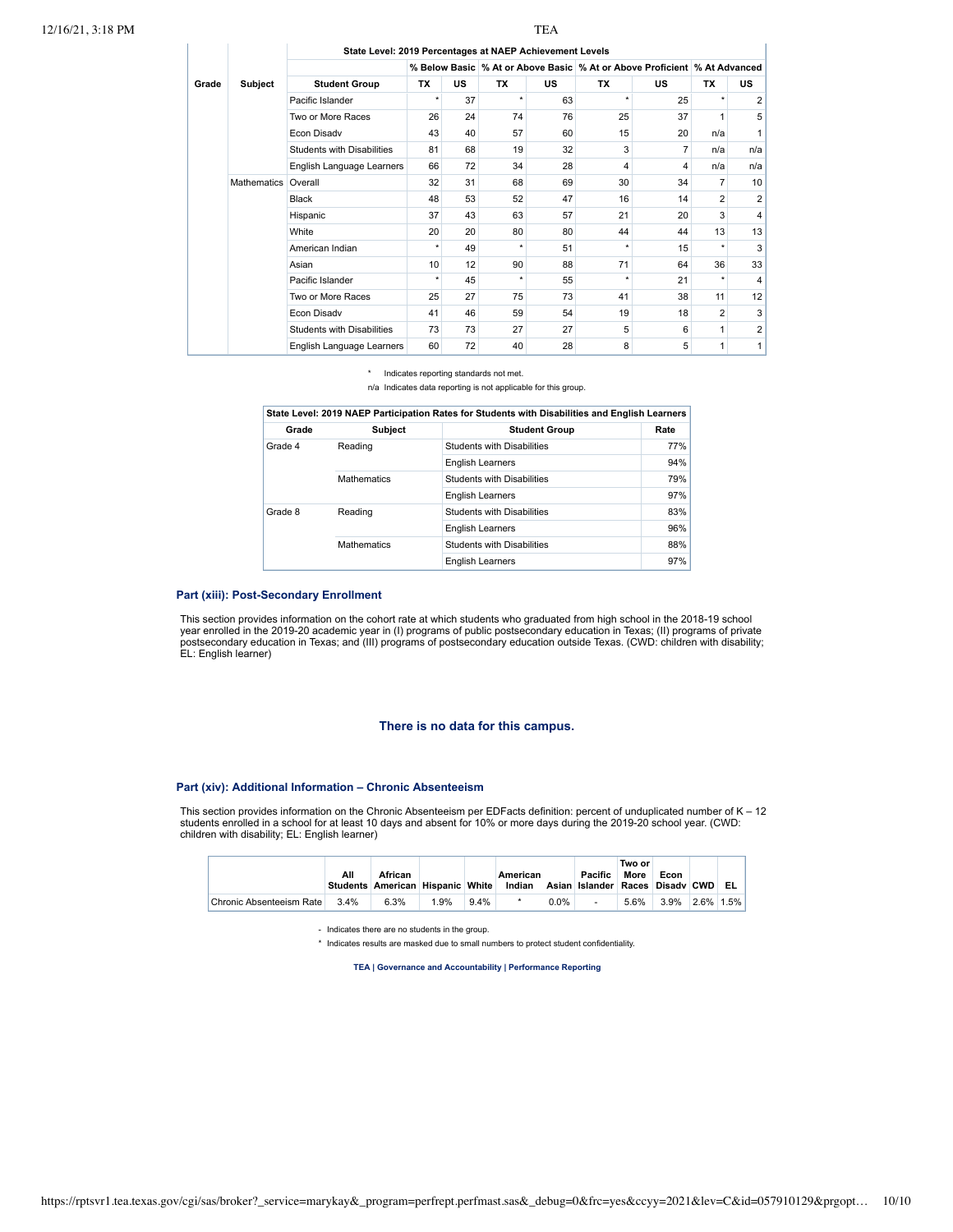| Grade | Subject | State Level: 2019 Percentages at NAEP Achievement Levels | | | | | | | | |
|---|---|---|---|---|---|---|---|---|---|---|
| | | | % Below Basic | | % At or Above Basic | | % At or Above Proficient | | % At Advanced | |
| | | Student Group | TX | US | TX | US | TX | US | TX | US |
| | | Pacific Islander | * | 37 | * | 63 | * | 25 | * | 2 |
| | | Two or More Races | 26 | 24 | 74 | 76 | 25 | 37 | 1 | 5 |
| | | Econ Disadv | 43 | 40 | 57 | 60 | 15 | 20 | n/a | 1 |
| | | Students with Disabilities | 81 | 68 | 19 | 32 | 3 | 7 | n/a | n/a |
| | | English Language Learners | 66 | 72 | 34 | 28 | 4 | 4 | n/a | n/a |
| | Mathematics | Overall | 32 | 31 | 68 | 69 | 30 | 34 | 7 | 10 |
| | | Black | 48 | 53 | 52 | 47 | 16 | 14 | 2 | 2 |
| | | Hispanic | 37 | 43 | 63 | 57 | 21 | 20 | 3 | 4 |
| | | White | 20 | 20 | 80 | 80 | 44 | 44 | 13 | 13 |
| | | American Indian | * | 49 | * | 51 | * | 15 | * | 3 |
| | | Asian | 10 | 12 | 90 | 88 | 71 | 64 | 36 | 33 |
| | | Pacific Islander | * | 45 | * | 55 | * | 21 | * | 4 |
| | | Two or More Races | 25 | 27 | 75 | 73 | 41 | 38 | 11 | 12 |
| | | Econ Disadv | 41 | 46 | 59 | 54 | 19 | 18 | 2 | 3 |
| | | Students with Disabilities | 73 | 73 | 27 | 27 | 5 | 6 | 1 | 2 |
| | | English Language Learners | 60 | 72 | 40 | 28 | 8 | 5 | 1 | 1 |

\* Indicates reporting standards not met.

n/a Indicates data reporting is not applicable for this group.

| State Level: 2019 NAEP Participation Rates for Students with Disabilities and English Learners | | | |
|---|---|---|---|
| Grade | Subject | Student Group | Rate |
| Grade 4 | Reading | Students with Disabilities | 77% |
| | | English Learners | 94% |
| | Mathematics | Students with Disabilities | 79% |
| | | English Learners | 97% |
| Grade 8 | Reading | Students with Disabilities | 83% |
| | | English Learners | 96% |
| | Mathematics | Students with Disabilities | 88% |
| | | English Learners | 97% |

### Part (xiii): Post-Secondary Enrollment

This section provides information on the cohort rate at which students who graduated from high school in the 2018-19 school year enrolled in the 2019-20 academic year in (I) programs of public postsecondary education in Texas; (II) programs of private postsecondary education in Texas; and (III) programs of postsecondary education outside Texas. (CWD: children with disability; EL: English learner)

**There is no data for this campus.**

### Part (xiv): Additional Information – Chronic Absenteeism

This section provides information on the Chronic Absenteeism per EDFacts definition: percent of unduplicated number of K – 12 students enrolled in a school for at least 10 days and absent for 10% or more days during the 2019-20 school year. (CWD: children with disability; EL: English learner)

| | All Students | African American | Hispanic | White | American Indian | Asian | Pacific Islander | Two or More Races | Econ Disadv | CWD | EL |
|---|---|---|---|---|---|---|---|---|---|---|---|
| Chronic Absenteeism Rate | 3.4% | 6.3% | 1.9% | 9.4% | * | 0.0% | - | 5.6% | 3.9% | 2.6% | 1.5% |

\- Indicates there are no students in the group.

\* Indicates results are masked due to small numbers to protect student confidentiality.

TEA | Governance and Accountability | Performance Reporting